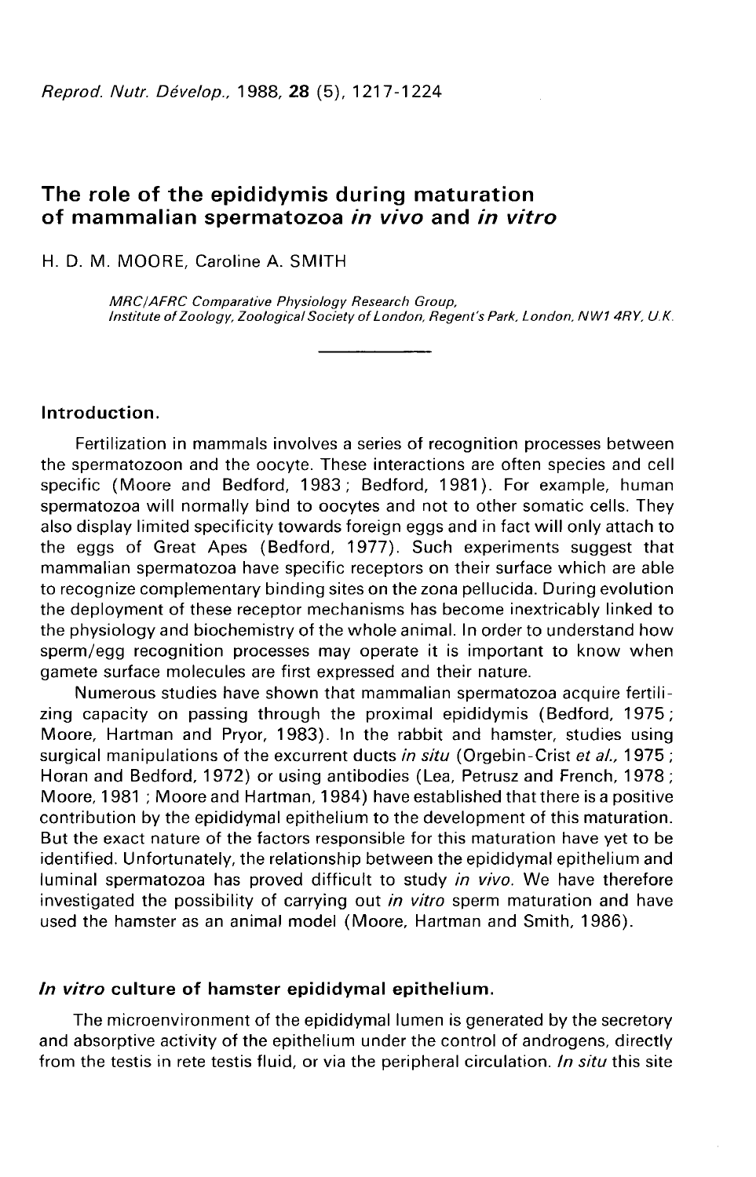# The role of the epididymis during maturation of mammalian spermatozoa *in vivo* and *in vitro*

H. D. M. MOORE, Caroline A. SMITH

*MRC/AFRC Comparative Physiology Research Group, Institute of Zoology, Zoological Society of London, Regent's Park, London, NW1 4RY, U.K.*

## Introduction.

Fertilization in mammals involves a series of recognition processes between the spermatozoon and the oocyte. These interactions are often species and cell specific (Moore and Bedford, 1983 ; Bedford, 1981). For example, human spermatozoa will normally bind to oocytes and not to other somatic cells. They also display limited specificity towards foreign eggs and in fact will only attach to the eggs of Great Apes (Bedford, 1977). Such experiments suggest that mammalian spermatozoa have specific receptors on their surface which are able to recognize complementary binding sites on the zona pellucida. During evolution the deployment of these receptor mechanisms has become inextricably linked to the physiology and biochemistry of the whole animal. In order to understand how sperm/egg recognition processes may operate it is important to know when gamete surface molecules are first expressed and their nature.

Numerous studies have shown that mammalian spermatozoa acquire fertilizing capacity on passing through the proximal epididymis (Bedford, 1975 ; Moore, Hartman and Pryor, 1983). In the rabbit and hamster, studies using surgical manipulations of the excurrent ducts *in situ* (Orgebin-Crist *et al.*, 1975 ; Horan and Bedford, 1972) or using antibodies (Lea, Petrusz and French, 1978 ; Moore, 1981 ; Moore and Hartman, 1984) have established that there is a positive contribution by the epididymal epithelium to the development of this maturation. But the exact nature of the factors responsible for this maturation have yet to be identified. Unfortunately, the relationship between the epididymal epithelium and luminal spermatozoa has proved difficult to study *in vivo*. We have therefore investigated the possibility of carrying out *in vitro* sperm maturation and have used the hamster as an animal model (Moore, Hartman and Smith, 1986).

## *In vitro* culture of hamster epididymal epithelium.

The microenvironment of the epididymal lumen is generated by the secretory and absorptive activity of the epithelium under the control of androgens, directly from the testis in rete testis fluid, or via the peripheral circulation. *In situ* this site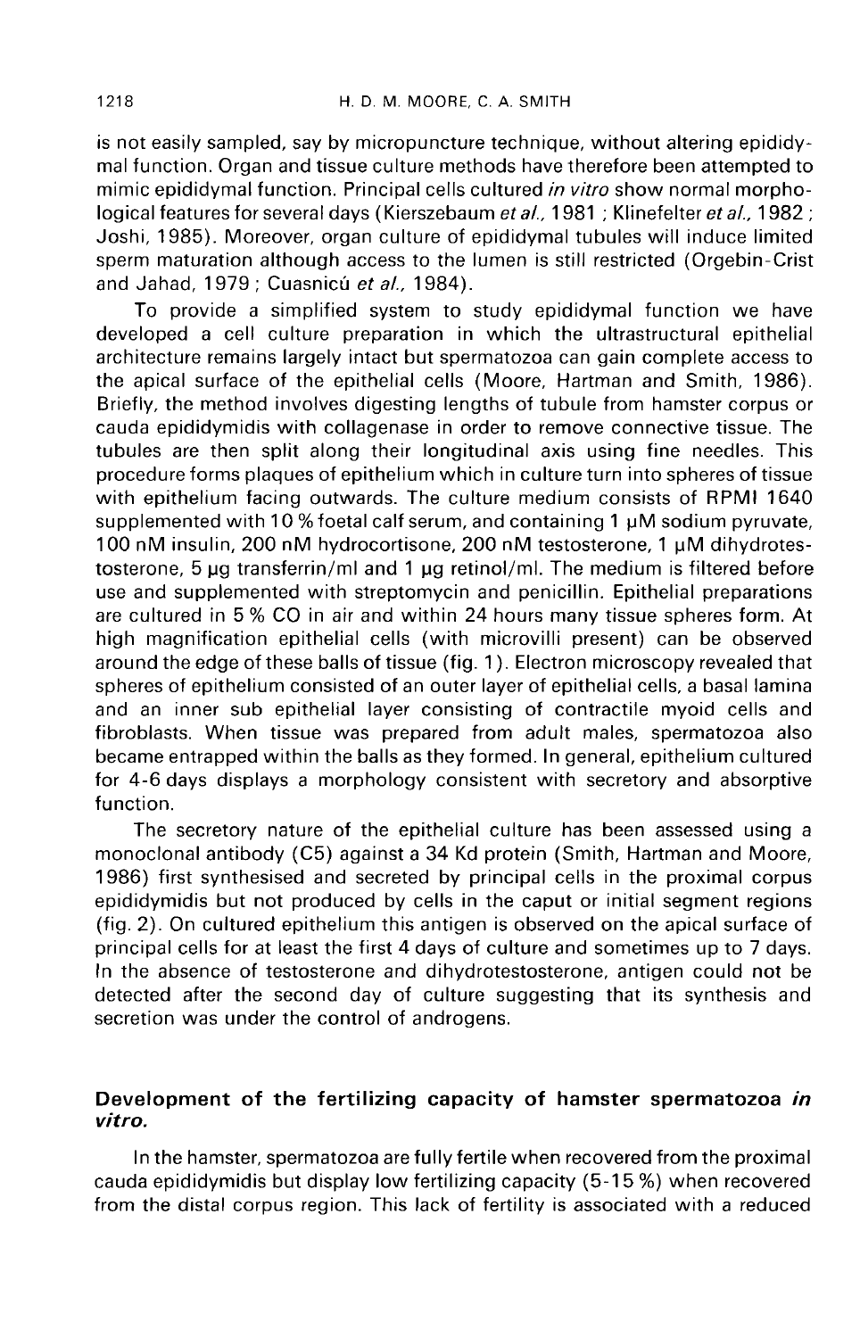is not easily sampled, say by micropuncture technique, without altering epididymal function. Organ and tissue culture methods have therefore been attempted to mimic epididymal function. Principal cells cultured *in vitro* show normal morphological features for several days (Kierszebaum *et al.*, 1981 ; Klinefelter *et al.*, 1982 ; Joshi, 1985). Moreover, organ culture of epididymal tubules will induce limited sperm maturation although access to the lumen is still restricted (Orgebin-Crist and Jahad, 1979 ; Cuasnicú *et al.*, 1984).

To provide a simplified system to study epididymal function we have developed a cell culture preparation in which the ultrastructural epithelial architecture remains largely intact but spermatozoa can gain complete access to the apical surface of the epithelial cells (Moore, Hartman and Smith, 1986). Briefly, the method involves digesting lengths of tubule from hamster corpus or cauda epididymidis with collagenase in order to remove connective tissue. The tubules are then split along their longitudinal axis using fine needles. This procedure forms plaques of epithelium which in culture turn into spheres of tissue with epithelium facing outwards. The culture medium consists of RPMI 1640 supplemented with 10 % foetal calf serum, and containing 1 µM sodium pyruvate, 100 nM insulin, 200 nM hydrocortisone, 200 nM testosterone, 1 µM dihydrotestosterone, 5 µg transferrin/ml and 1 µg retinol/ml. The medium is filtered before use and supplemented with streptomycin and penicillin. Epithelial preparations are cultured in 5 % CO in air and within 24 hours many tissue spheres form. At high magnification epithelial cells (with microvilli present) can be observed around the edge of these balls of tissue (fig. 1). Electron microscopy revealed that spheres of epithelium consisted of an outer layer of epithelial cells, a basal lamina and an inner sub epithelial layer consisting of contractile myoid cells and fibroblasts. When tissue was prepared from adult males, spermatozoa also became entrapped within the balls as they formed. In general, epithelium cultured for 4-6 days displays a morphology consistent with secretory and absorptive function.

The secretory nature of the epithelial culture has been assessed using a monoclonal antibody (C5) against a 34 Kd protein (Smith, Hartman and Moore, 1986) first synthesised and secreted by principal cells in the proximal corpus epididymidis but not produced by cells in the caput or initial segment regions (fig. 2). On cultured epithelium this antigen is observed on the apical surface of principal cells for at least the first 4 days of culture and sometimes up to 7 days. In the absence of testosterone and dihydrotestosterone, antigen could not be detected after the second day of culture suggesting that its synthesis and secretion was under the control of androgens.

## Development of the fertilizing capacity of hamster spermatozoa *in vitro*.

In the hamster, spermatozoa are fully fertile when recovered from the proximal cauda epididymidis but display low fertilizing capacity (5-15 %) when recovered from the distal corpus region. This lack of fertility is associated with a reduced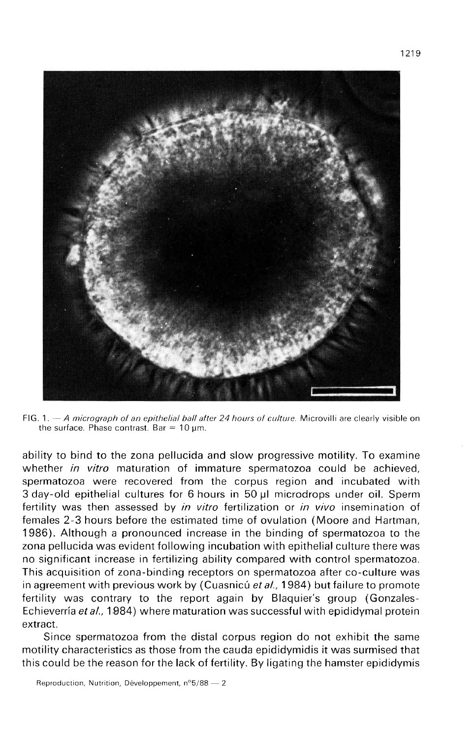FIG. 1. — *A micrograph of an epithelial ball after 24 hours of culture.* Microvilli are clearly visible on the surface. Phase contrast. Bar = 10 µm.

ability to bind to the zona pellucida and slow progressive motility. To examine whether *in vitro* maturation of immature spermatozoa could be achieved, spermatozoa were recovered from the corpus region and incubated with 3 day-old epithelial cultures for 6 hours in 50 µl microdrops under oil. Sperm fertility was then assessed by *in vitro* fertilization or *in vivo* insemination of females 2-3 hours before the estimated time of ovulation (Moore and Hartman, 1986). Although a pronounced increase in the binding of spermatozoa to the zona pellucida was evident following incubation with epithelial culture there was no significant increase in fertilizing ability compared with control spermatozoa. This acquisition of zona-binding receptors on spermatozoa after co-culture was in agreement with previous work by (Cuasnicú *et al.*, 1984) but failure to promote fertility was contrary to the report again by Blaquier's group (Gonzales-Echieverría *et al.*, 1984) where maturation was successful with epididymal protein extract.

Since spermatozoa from the distal corpus region do not exhibit the same motility characteristics as those from the cauda epididymidis it was surmised that this could be the reason for the lack of fertility. By ligating the hamster epididymis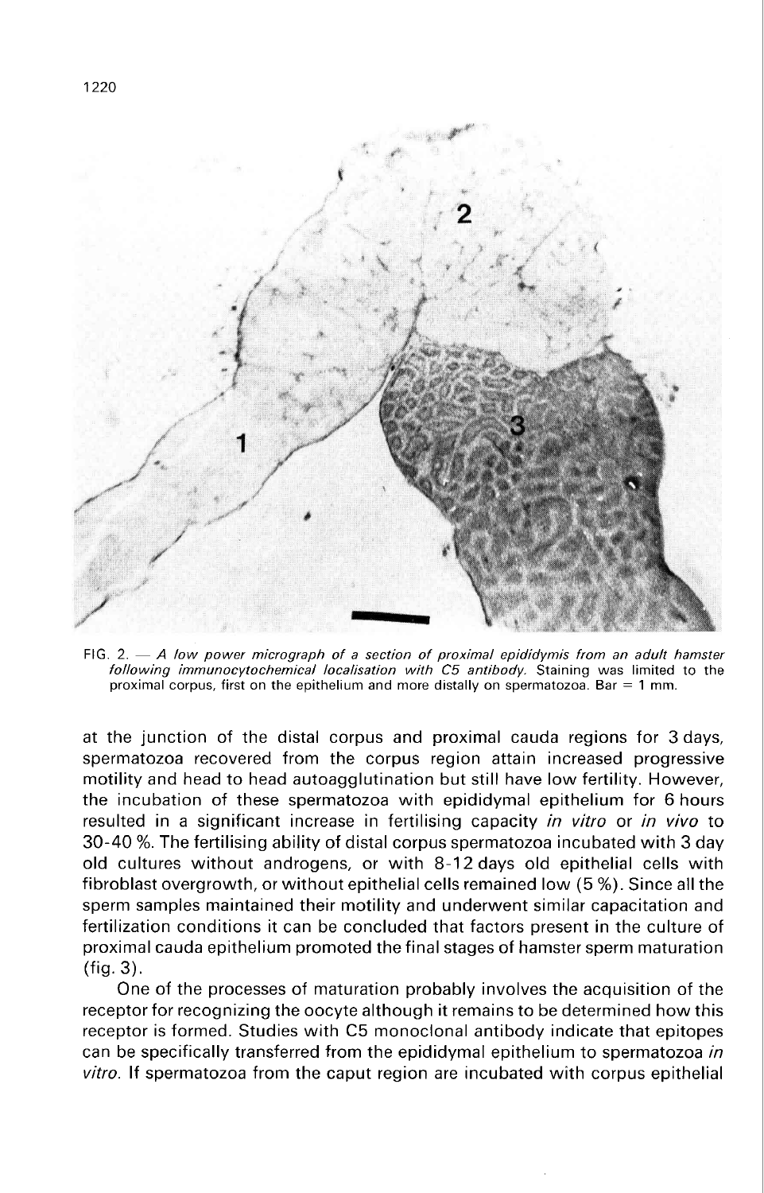FIG. 2. — *A low power micrograph of a section of proximal epididymis from an adult hamster following immunocytochemical localisation with C5 antibody.* Staining was limited to the proximal corpus, first on the epithelium and more distally on spermatozoa. Bar = 1 mm.

at the junction of the distal corpus and proximal cauda regions for 3 days, spermatozoa recovered from the corpus region attain increased progressive motility and head to head autoagglutination but still have low fertility. However, the incubation of these spermatozoa with epididymal epithelium for 6 hours resulted in a significant increase in fertilising capacity *in vitro* or *in vivo* to 30-40 %. The fertilising ability of distal corpus spermatozoa incubated with 3 day old cultures without androgens, or with 8-12 days old epithelial cells with fibroblast overgrowth, or without epithelial cells remained low (5 %). Since all the sperm samples maintained their motility and underwent similar capacitation and fertilization conditions it can be concluded that factors present in the culture of proximal cauda epithelium promoted the final stages of hamster sperm maturation (fig. 3).

One of the processes of maturation probably involves the acquisition of the receptor for recognizing the oocyte although it remains to be determined how this receptor is formed. Studies with C5 monoclonal antibody indicate that epitopes can be specifically transferred from the epididymal epithelium to spermatozoa *in vitro.* If spermatozoa from the caput region are incubated with corpus epithelial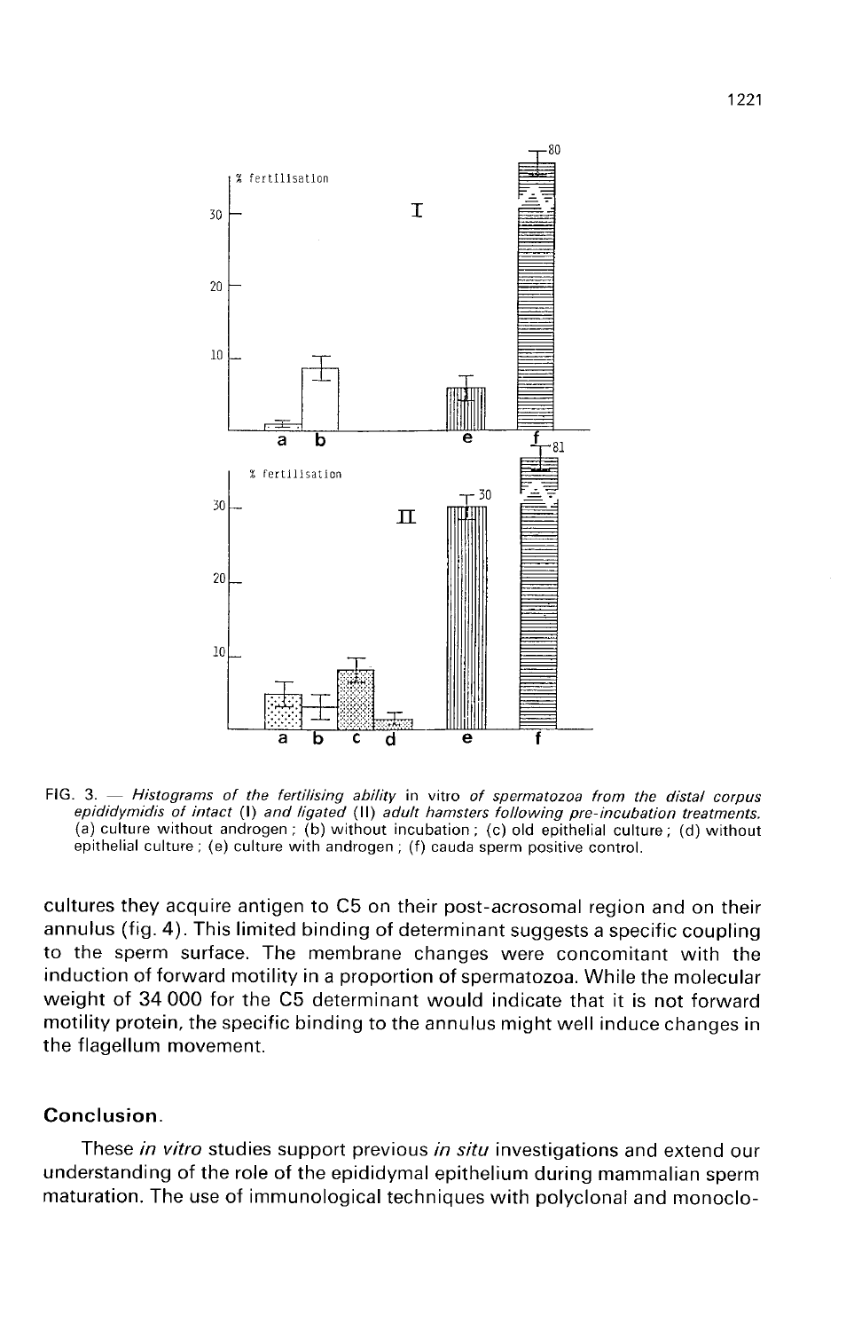FIG. 3. — *Histograms of the fertilising ability* in vitro *of spermatozoa from the distal corpus epididymidis of intact* (I) *and ligated* (II) *adult hamsters following pre-incubation treatments.* (a) culture without androgen ; (b) without incubation ; (c) old epithelial culture ; (d) without epithelial culture ; (e) culture with androgen ; (f) cauda sperm positive control.

cultures they acquire antigen to C5 on their post-acrosomal region and on their annulus (fig. 4). This limited binding of determinant suggests a specific coupling to the sperm surface. The membrane changes were concomitant with the induction of forward motility in a proportion of spermatozoa. While the molecular weight of 34 000 for the C5 determinant would indicate that it is not forward motility protein, the specific binding to the annulus might well induce changes in the flagellum movement.

## Conclusion.

These *in vitro* studies support previous *in situ* investigations and extend our understanding of the role of the epididymal epithelium during mammalian sperm maturation. The use of immunological techniques with polyclonal and monoclo-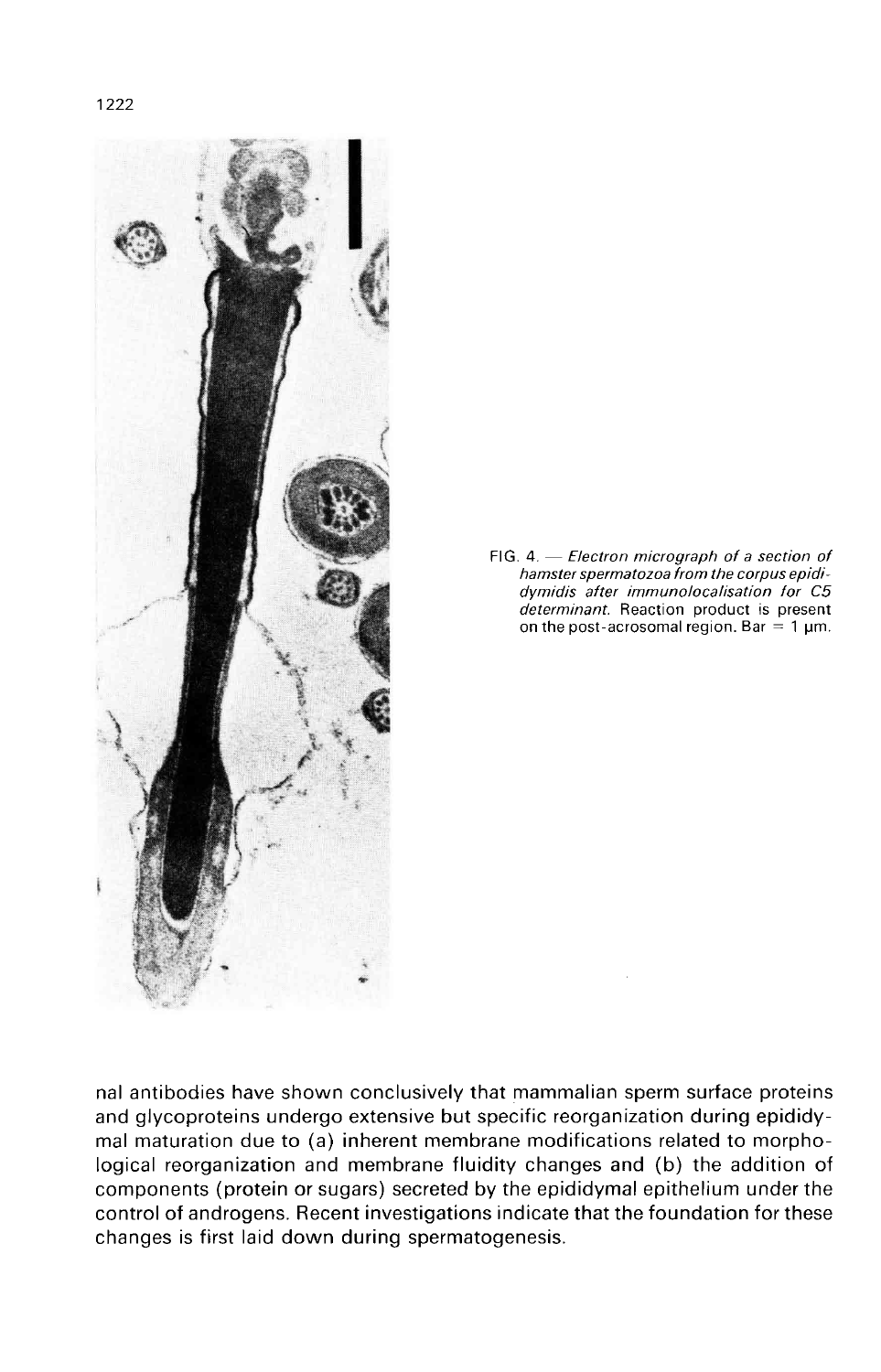FIG. 4. — *Electron micrograph of a section of hamster spermatozoa from the corpus epididymidis after immunolocalisation for C5 determinant.* Reaction product is present on the post-acrosomal region. Bar = 1 μm.

nal antibodies have shown conclusively that mammalian sperm surface proteins and glycoproteins undergo extensive but specific reorganization during epididymal maturation due to (a) inherent membrane modifications related to morphological reorganization and membrane fluidity changes and (b) the addition of components (protein or sugars) secreted by the epididymal epithelium under the control of androgens. Recent investigations indicate that the foundation for these changes is first laid down during spermatogenesis.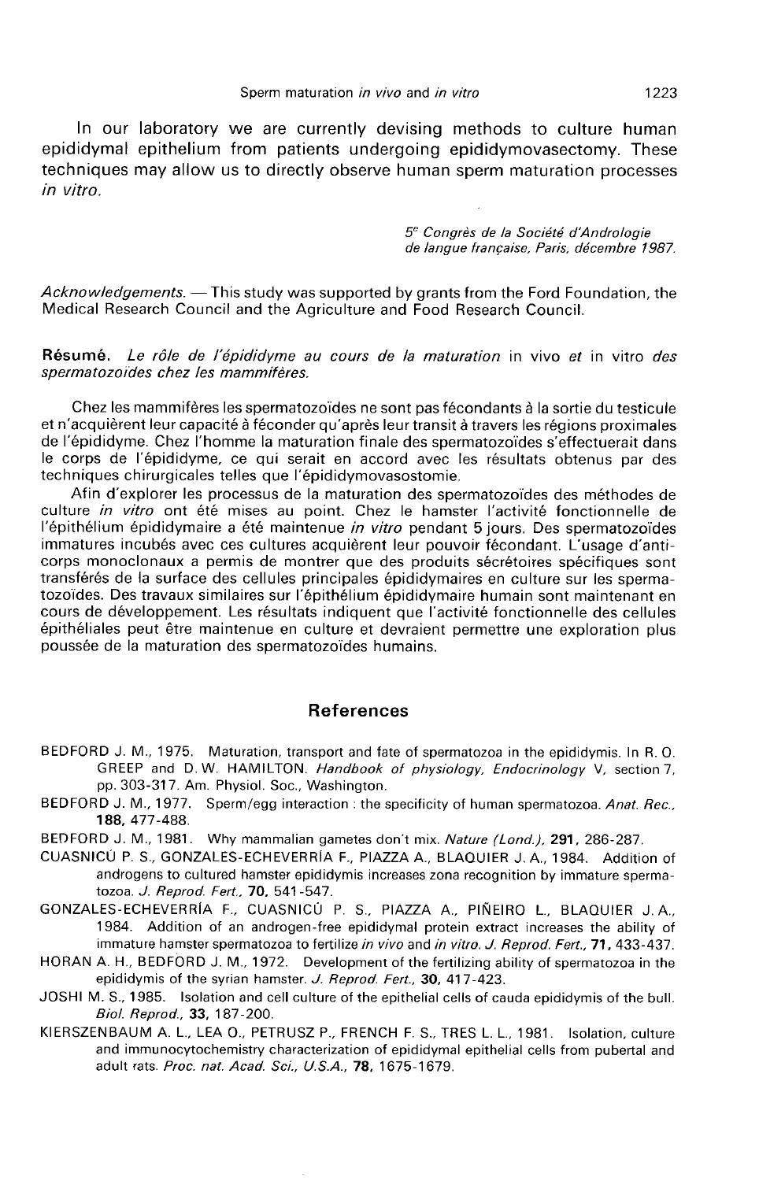In our laboratory we are currently devising methods to culture human epididymal epithelium from patients undergoing epididymovasectomy. These techniques may allow us to directly observe human sperm maturation processes *in vitro*.

*5e Congrès de la Société d'Andrologie de langue française, Paris, décembre 1987.*

*Acknowledgements.* — This study was supported by grants from the Ford Foundation, the Medical Research Council and the Agriculture and Food Research Council.

**Résumé.** *Le rôle de l'épididyme au cours de la maturation* in vivo *et* in vitro *des spermatozoïdes chez les mammifères.*

Chez les mammifères les spermatozoïdes ne sont pas fécondants à la sortie du testicule et n'acquièrent leur capacité à féconder qu'après leur transit à travers les régions proximales de l'épididyme. Chez l'homme la maturation finale des spermatozoïdes s'effectuerait dans le corps de l'épididyme, ce qui serait en accord avec les résultats obtenus par des techniques chirurgicales telles que l'épididymovasostomie.

Afin d'explorer les processus de la maturation des spermatozoïdes des méthodes de culture *in vitro* ont été mises au point. Chez le hamster l'activité fonctionnelle de l'épithélium épididymaire a été maintenue *in vitro* pendant 5 jours. Des spermatozoïdes immatures incubés avec ces cultures acquièrent leur pouvoir fécondant. L'usage d'anticorps monoclonaux a permis de montrer que des produits sécrétoires spécifiques sont transférés de la surface des cellules principales épididymaires en culture sur les spermatozoïdes. Des travaux similaires sur l'épithélium épididymaire humain sont maintenant en cours de développement. Les résultats indiquent que l'activité fonctionnelle des cellules épithéliales peut être maintenue en culture et devraient permettre une exploration plus poussée de la maturation des spermatozoïdes humains.

## References

BEDFORD J. M., 1975. Maturation, transport and fate of spermatozoa in the epididymis. In R. O. GREEP and D. W. HAMILTON. *Handbook of physiology, Endocrinology* V, section 7, pp. 303-317. Am. Physiol. Soc., Washington.

BEDFORD J. M., 1977. Sperm/egg interaction : the specificity of human spermatozoa. *Anat. Rec.*, **188**, 477-488.

BEDFORD J. M., 1981. Why mammalian gametes don't mix. *Nature (Lond.)*, **291**, 286-287.

CUASNICÚ P. S., GONZALES-ECHEVERRÍA F., PIAZZA A., BLAQUIER J. A., 1984. Addition of androgens to cultured hamster epididymis increases zona recognition by immature spermatozoa. *J. Reprod. Fert.*, **70**, 541-547.

GONZALES-ECHEVERRÍA F., CUASNICÚ P. S., PIAZZA A., PIÑEIRO L., BLAQUIER J. A., 1984. Addition of an androgen-free epididymal protein extract increases the ability of immature hamster spermatozoa to fertilize *in vivo* and *in vitro*. *J. Reprod. Fert.*, **71**, 433-437.

HORAN A. H., BEDFORD J. M., 1972. Development of the fertilizing ability of spermatozoa in the epididymis of the syrian hamster. *J. Reprod. Fert.*, **30**, 417-423.

JOSHI M. S., 1985. Isolation and cell culture of the epithelial cells of cauda epididymis of the bull. *Biol. Reprod.*, **33**, 187-200.

KIERSZENBAUM A. L., LEA O., PETRUSZ P., FRENCH F. S., TRES L. L., 1981. Isolation, culture and immunocytochemistry characterization of epididymal epithelial cells from pubertal and adult rats. *Proc. nat. Acad. Sci., U.S.A.*, **78**, 1675-1679.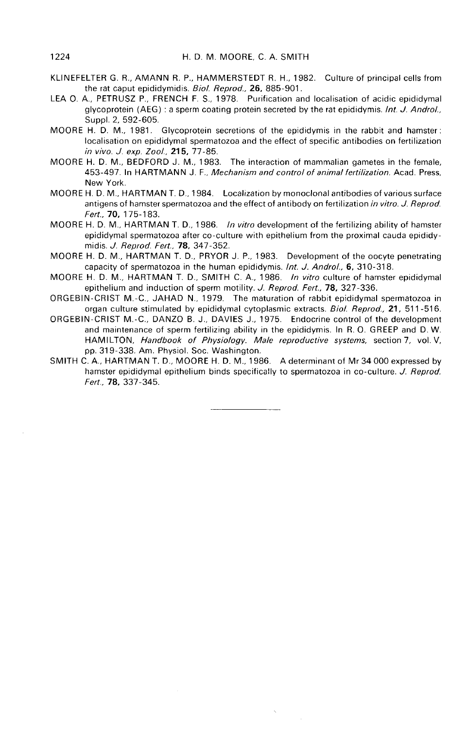KLINEFELTER G. R., AMANN R. P., HAMMERSTEDT R. H., 1982. Culture of principal cells from the rat caput epididymidis. *Biol. Reprod.*, **26**, 885-901.

LEA O. A., PETRUSZ P., FRENCH F. S., 1978. Purification and localisation of acidic epididymal glycoprotein (AEG) : a sperm coating protein secreted by the rat epididymis. *Int. J. Androl.*, Suppl. 2, 592-605.

MOORE H. D. M., 1981. Glycoprotein secretions of the epididymis in the rabbit and hamster : localisation on epididymal spermatozoa and the effect of specific antibodies on fertilization *in vivo*. *J. exp. Zool.*, **215**, 77-85.

MOORE H. D. M., BEDFORD J. M., 1983. The interaction of mammalian gametes in the female, 453-497. In HARTMANN J. F., *Mechanism and control of animal fertilization*. Acad. Press, New York.

MOORE H. D. M., HARTMAN T. D., 1984. Localization by monoclonal antibodies of various surface antigens of hamster spermatozoa and the effect of antibody on fertilization *in vitro*. *J. Reprod. Fert.*, **70**, 175-183.

MOORE H. D. M., HARTMAN T. D., 1986. *In vitro* development of the fertilizing ability of hamster epididymal spermatozoa after co-culture with epithelium from the proximal cauda epididymidis. *J. Reprod. Fert.*, **78**, 347-352.

MOORE H. D. M., HARTMAN T. D., PRYOR J. P., 1983. Development of the oocyte penetrating capacity of spermatozoa in the human epididymis. *Int. J. Androl.*, **6**, 310-318.

MOORE H. D. M., HARTMAN T. D., SMITH C. A., 1986. *In vitro* culture of hamster epididymal epithelium and induction of sperm motility. *J. Reprod. Fert.*, **78**, 327-336.

ORGEBIN-CRIST M.-C., JAHAD N., 1979. The maturation of rabbit epididymal spermatozoa in organ culture stimulated by epididymal cytoplasmic extracts. *Biol. Reprod.*, **21**, 511-516.

ORGEBIN-CRIST M.-C., DANZO B. J., DAVIES J., 1975. Endocrine control of the development and maintenance of sperm fertilizing ability in the epididymis. In R. O. GREEP and D. W. HAMILTON, *Handbook of Physiology. Male reproductive systems*, section 7, vol. V, pp. 319-338. Am. Physiol. Soc. Washington.

SMITH C. A., HARTMAN T. D., MOORE H. D. M., 1986. A determinant of Mr 34 000 expressed by hamster epididymal epithelium binds specifically to spermatozoa in co-culture. *J. Reprod. Fert.*, **78**, 337-345.